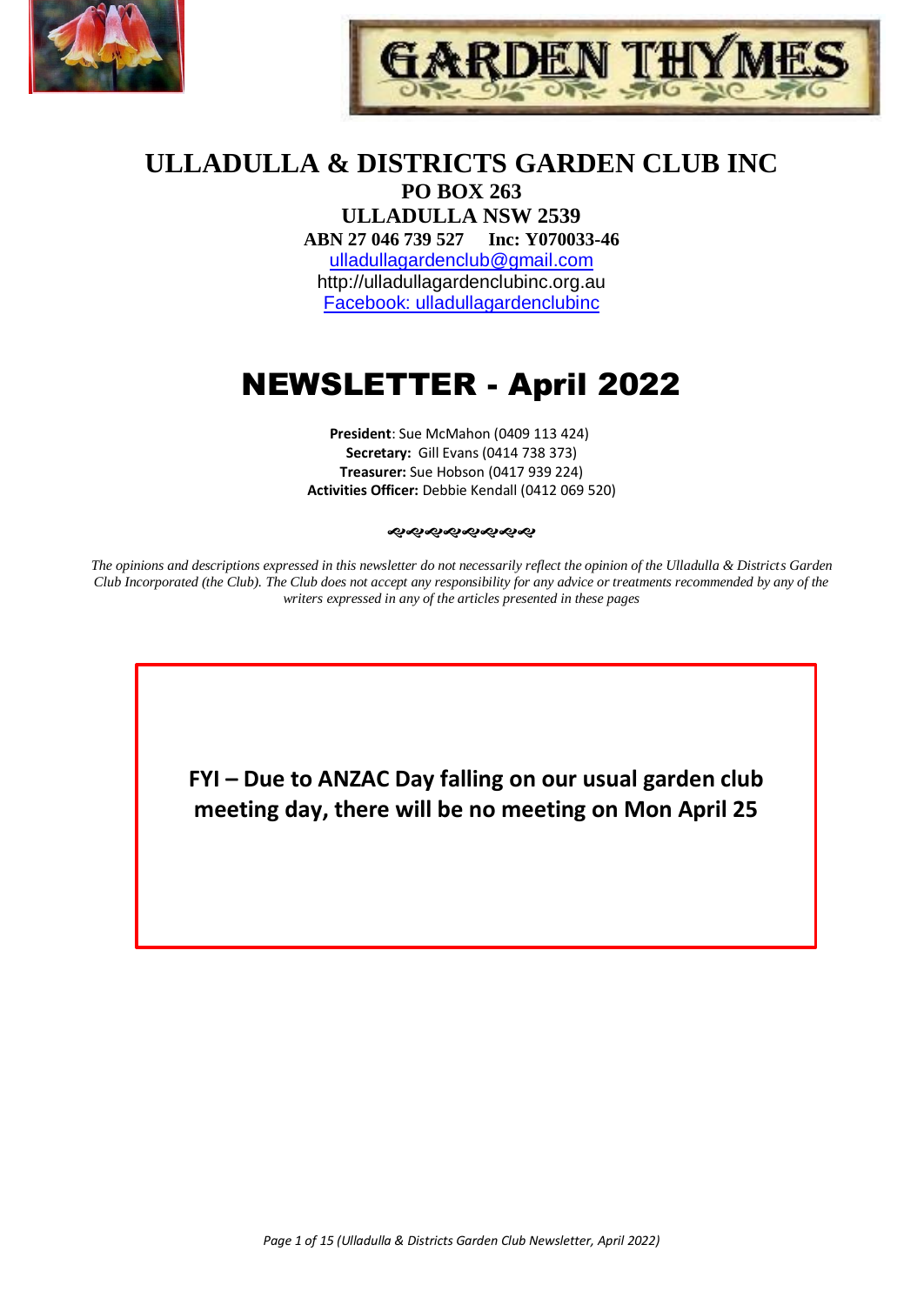# GARDEN THYMES

## ULLADULLA & DISTRICTS GARDEN CLUB INC

**PO BOX 263**
**ULLADULLA NSW 2539**
**ABN 27 046 739 527 Inc: Y070033-46**
ulladullagardenclub@gmail.com
http://ulladullagardenclubinc.org.au
Facebook: ulladullagardenclubinc

# NEWSLETTER - April 2022

**President**: Sue McMahon (0409 113 424)
**Secretary:** Gill Evans (0414 738 373)
**Treasurer:** Sue Hobson (0417 939 224)
**Activities Officer:** Debbie Kendall (0412 069 520)

*The opinions and descriptions expressed in this newsletter do not necessarily reflect the opinion of the Ulladulla & Districts Garden Club Incorporated (the Club). The Club does not accept any responsibility for any advice or treatments recommended by any of the writers expressed in any of the articles presented in these pages*

**FYI – Due to ANZAC Day falling on our usual garden club meeting day, there will be no meeting on Mon April 25**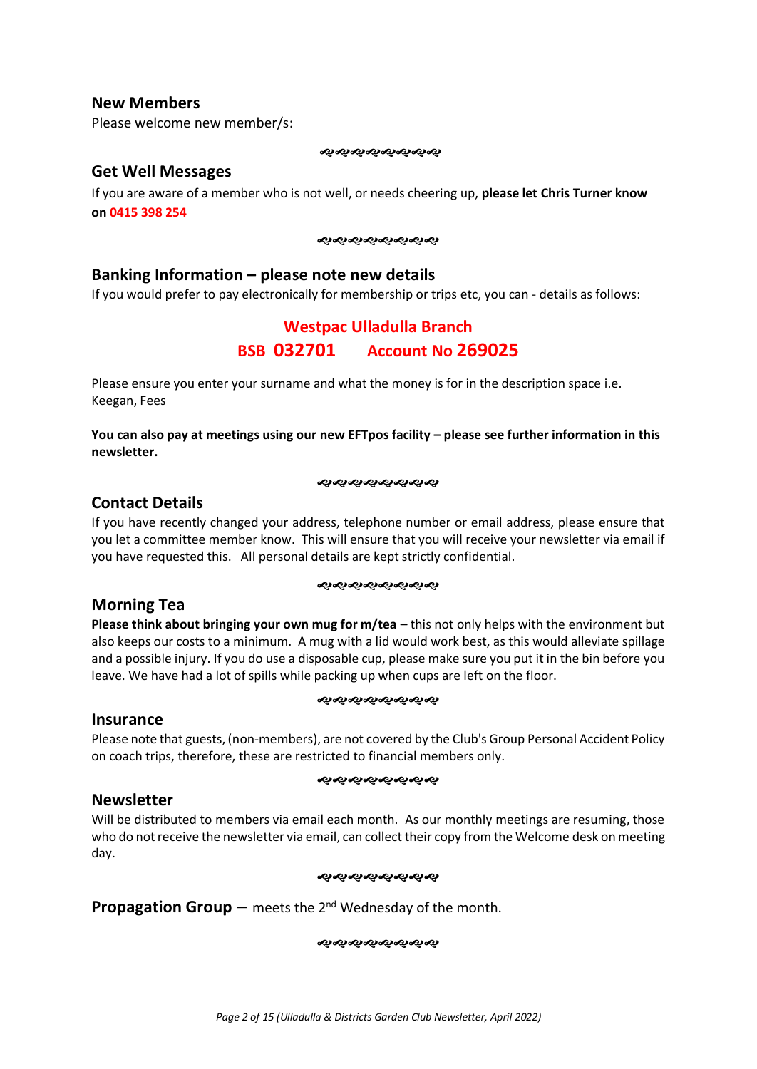## New Members

Please welcome new member/s:

ଽଽଽଽଽଽଽଽଽ

## Get Well Messages

If you are aware of a member who is not well, or needs cheering up, **please let Chris Turner know on 0415 398 254**

ଽଽଽଽଽଽଽଽଽ

## Banking Information – please note new details

If you would prefer to pay electronically for membership or trips etc, you can - details as follows:

**Westpac Ulladulla Branch**

**BSB 032701 Account No 269025**

Please ensure you enter your surname and what the money is for in the description space i.e. Keegan, Fees

**You can also pay at meetings using our new EFTpos facility – please see further information in this newsletter.**

ଽଽଽଽଽଽଽଽଽ

## Contact Details

If you have recently changed your address, telephone number or email address, please ensure that you let a committee member know. This will ensure that you will receive your newsletter via email if you have requested this. All personal details are kept strictly confidential.

ଽଽଽଽଽଽଽଽଽ

## Morning Tea

**Please think about bringing your own mug for m/tea** – this not only helps with the environment but also keeps our costs to a minimum. A mug with a lid would work best, as this would alleviate spillage and a possible injury. If you do use a disposable cup, please make sure you put it in the bin before you leave. We have had a lot of spills while packing up when cups are left on the floor.

ଽଽଽଽଽଽଽଽଽ

## Insurance

Please note that guests, (non-members), are not covered by the Club's Group Personal Accident Policy on coach trips, therefore, these are restricted to financial members only.

ଽଽଽଽଽଽଽଽଽ

## Newsletter

Will be distributed to members via email each month. As our monthly meetings are resuming, those who do not receive the newsletter via email, can collect their copy from the Welcome desk on meeting day.

ଽଽଽଽଽଽଽଽଽ

**Propagation Group** – meets the 2nd Wednesday of the month.

ଽଽଽଽଽଽଽଽଽ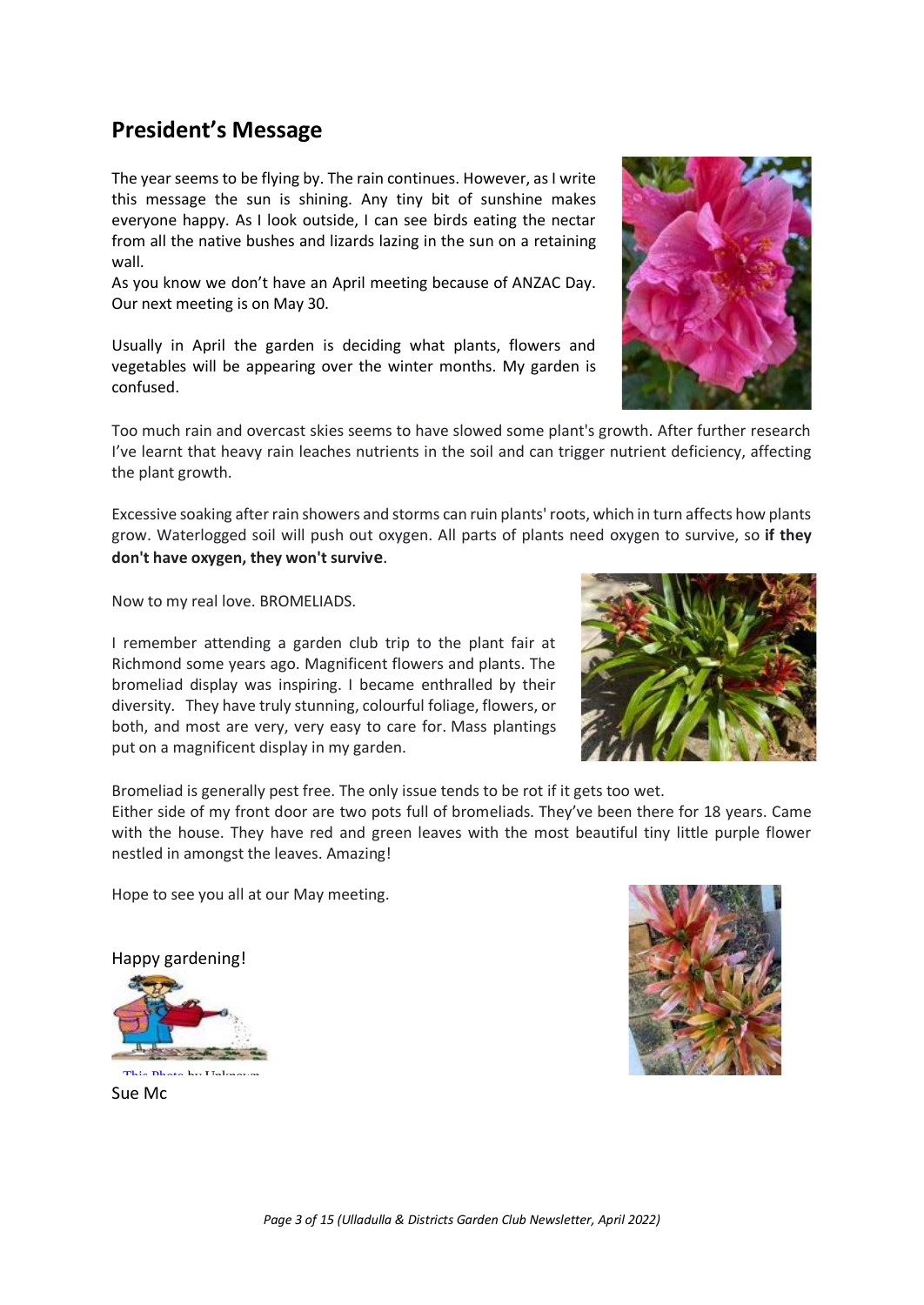## President's Message

The year seems to be flying by. The rain continues. However, as I write this message the sun is shining. Any tiny bit of sunshine makes everyone happy. As I look outside, I can see birds eating the nectar from all the native bushes and lizards lazing in the sun on a retaining wall.

As you know we don't have an April meeting because of ANZAC Day. Our next meeting is on May 30.

Usually in April the garden is deciding what plants, flowers and vegetables will be appearing over the winter months. My garden is confused.

Too much rain and overcast skies seems to have slowed some plant's growth. After further research I've learnt that heavy rain leaches nutrients in the soil and can trigger nutrient deficiency, affecting the plant growth.

Excessive soaking after rain showers and storms can ruin plants' roots, which in turn affects how plants grow. Waterlogged soil will push out oxygen. All parts of plants need oxygen to survive, so **if they don't have oxygen, they won't survive**.

Now to my real love. BROMELIADS.

I remember attending a garden club trip to the plant fair at Richmond some years ago. Magnificent flowers and plants. The bromeliad display was inspiring. I became enthralled by their diversity. They have truly stunning, colourful foliage, flowers, or both, and most are very, very easy to care for. Mass plantings put on a magnificent display in my garden.

Bromeliad is generally pest free. The only issue tends to be rot if it gets too wet.

Either side of my front door are two pots full of bromeliads. They've been there for 18 years. Came with the house. They have red and green leaves with the most beautiful tiny little purple flower nestled in amongst the leaves. Amazing!

Hope to see you all at our May meeting.

Happy gardening!

This Photo by Unknown

Sue Mc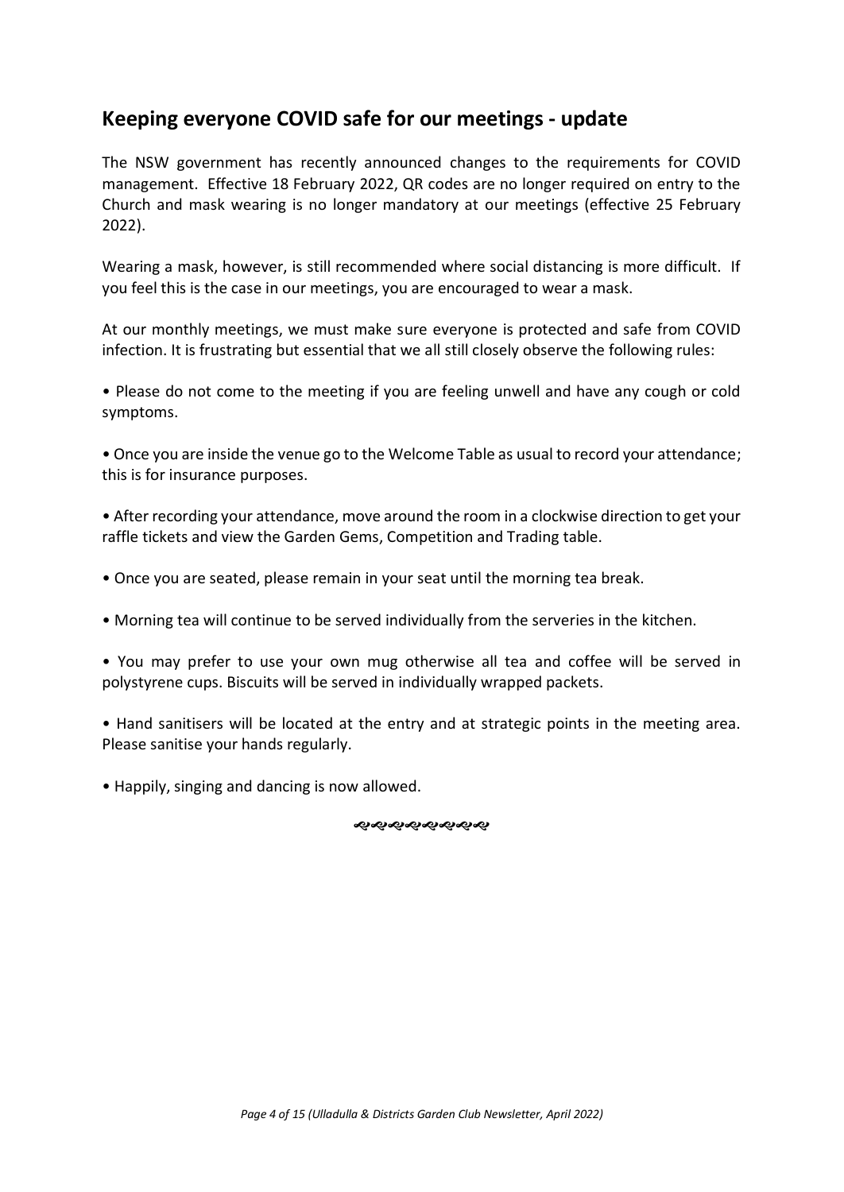## Keeping everyone COVID safe for our meetings - update

The NSW government has recently announced changes to the requirements for COVID management. Effective 18 February 2022, QR codes are no longer required on entry to the Church and mask wearing is no longer mandatory at our meetings (effective 25 February 2022).

Wearing a mask, however, is still recommended where social distancing is more difficult. If you feel this is the case in our meetings, you are encouraged to wear a mask.

At our monthly meetings, we must make sure everyone is protected and safe from COVID infection. It is frustrating but essential that we all still closely observe the following rules:

• Please do not come to the meeting if you are feeling unwell and have any cough or cold symptoms.

• Once you are inside the venue go to the Welcome Table as usual to record your attendance; this is for insurance purposes.

• After recording your attendance, move around the room in a clockwise direction to get your raffle tickets and view the Garden Gems, Competition and Trading table.

• Once you are seated, please remain in your seat until the morning tea break.

• Morning tea will continue to be served individually from the serveries in the kitchen.

• You may prefer to use your own mug otherwise all tea and coffee will be served in polystyrene cups. Biscuits will be served in individually wrapped packets.

• Hand sanitisers will be located at the entry and at strategic points in the meeting area. Please sanitise your hands regularly.

• Happily, singing and dancing is now allowed.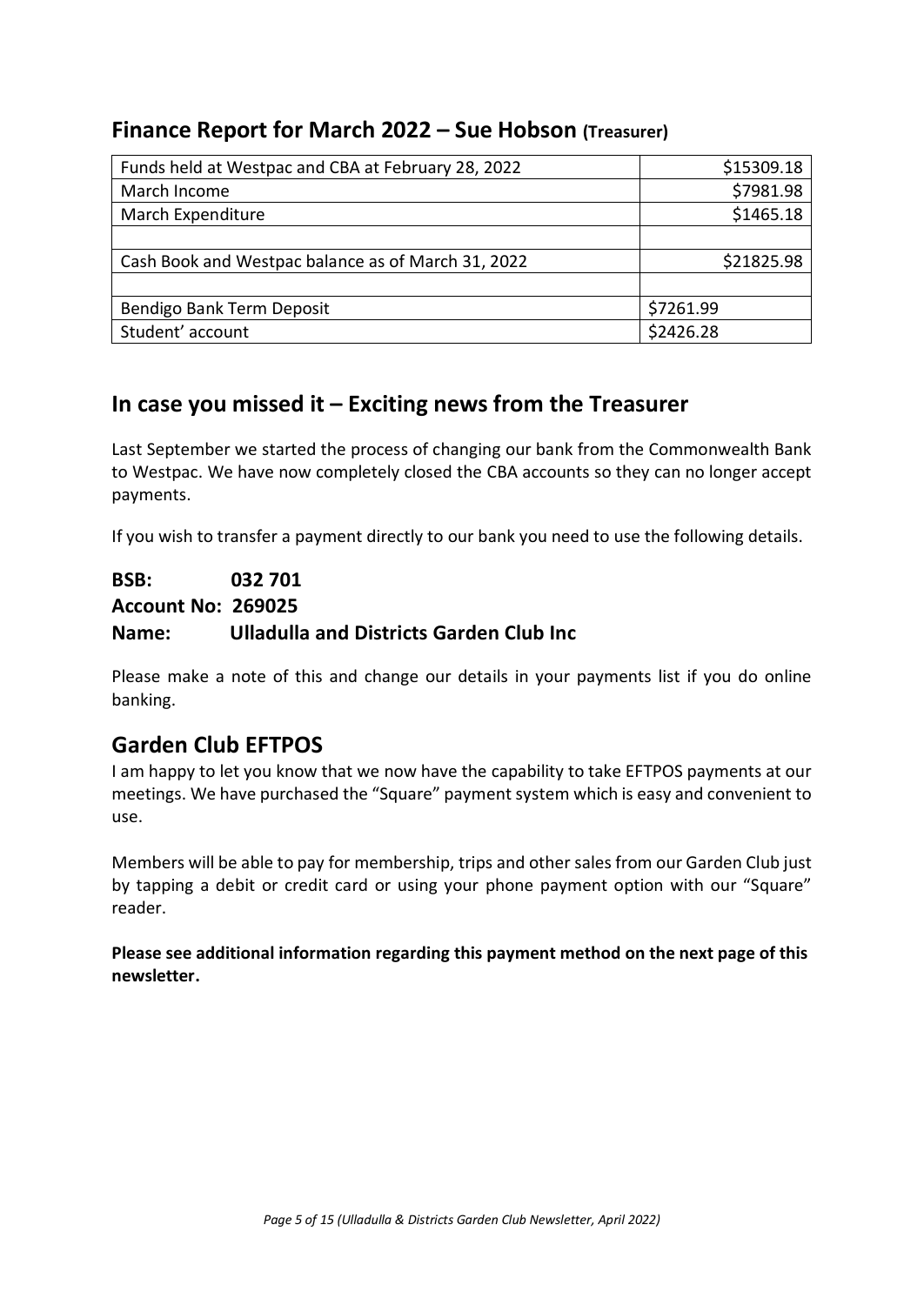## Finance Report for March 2022 – Sue Hobson (Treasurer)

| | |
|---|---|
| Funds held at Westpac and CBA at February 28, 2022 | \$15309.18 |
| March Income | \$7981.98 |
| March Expenditure | \$1465.18 |
| | |
| Cash Book and Westpac balance as of March 31, 2022 | \$21825.98 |
| | |
| Bendigo Bank Term Deposit | \$7261.99 |
| Student' account | \$2426.28 |

## In case you missed it – Exciting news from the Treasurer

Last September we started the process of changing our bank from the Commonwealth Bank to Westpac. We have now completely closed the CBA accounts so they can no longer accept payments.

If you wish to transfer a payment directly to our bank you need to use the following details.

**BSB:** **032 701**
**Account No: 269025**
**Name:** **Ulladulla and Districts Garden Club Inc**

Please make a note of this and change our details in your payments list if you do online banking.

## Garden Club EFTPOS

I am happy to let you know that we now have the capability to take EFTPOS payments at our meetings. We have purchased the "Square" payment system which is easy and convenient to use.

Members will be able to pay for membership, trips and other sales from our Garden Club just by tapping a debit or credit card or using your phone payment option with our "Square" reader.

**Please see additional information regarding this payment method on the next page of this newsletter.**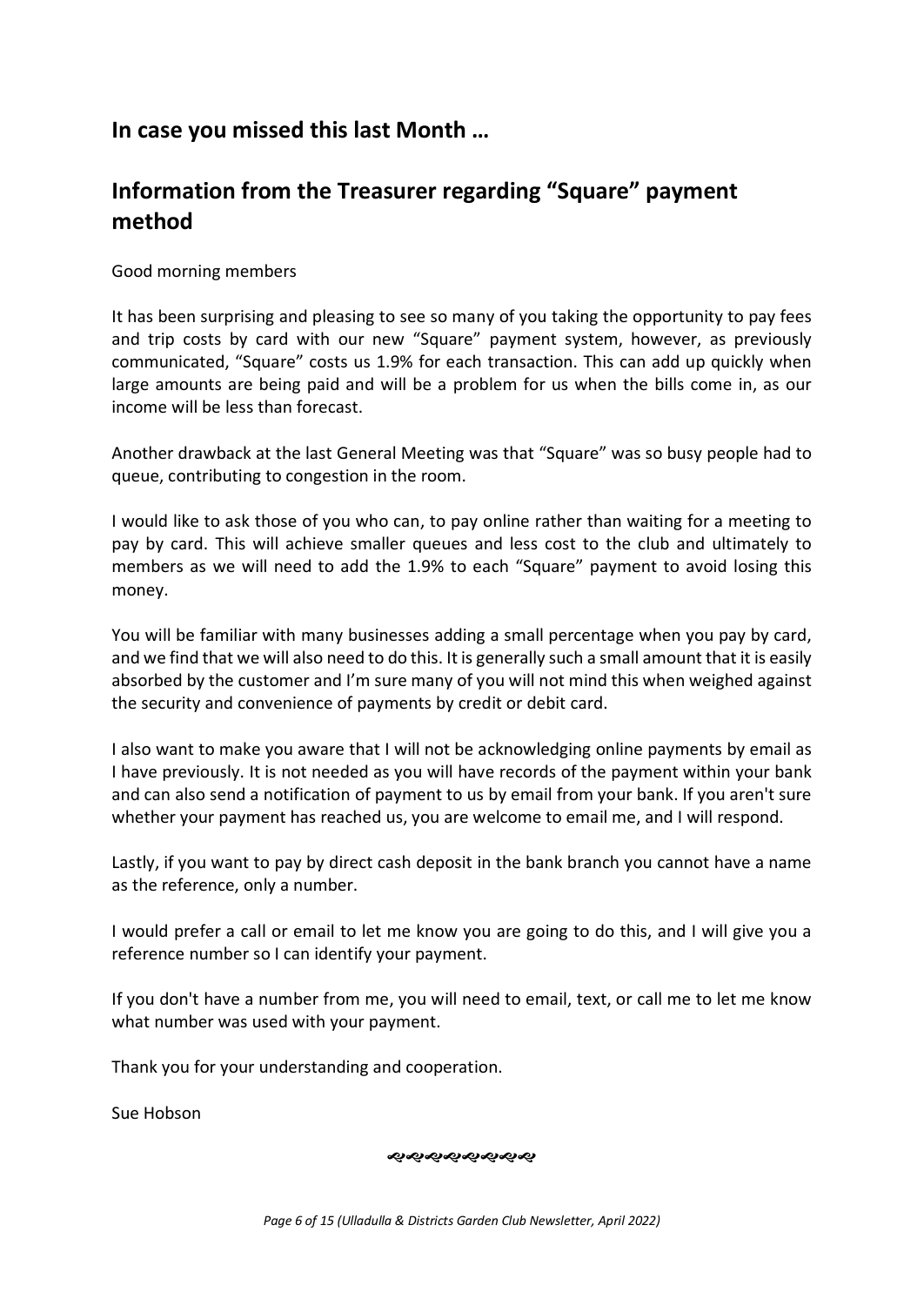## In case you missed this last Month …

## Information from the Treasurer regarding “Square” payment method

Good morning members

It has been surprising and pleasing to see so many of you taking the opportunity to pay fees and trip costs by card with our new “Square” payment system, however, as previously communicated, “Square” costs us 1.9% for each transaction. This can add up quickly when large amounts are being paid and will be a problem for us when the bills come in, as our income will be less than forecast.

Another drawback at the last General Meeting was that “Square” was so busy people had to queue, contributing to congestion in the room.

I would like to ask those of you who can, to pay online rather than waiting for a meeting to pay by card. This will achieve smaller queues and less cost to the club and ultimately to members as we will need to add the 1.9% to each “Square” payment to avoid losing this money.

You will be familiar with many businesses adding a small percentage when you pay by card, and we find that we will also need to do this. It is generally such a small amount that it is easily absorbed by the customer and I’m sure many of you will not mind this when weighed against the security and convenience of payments by credit or debit card.

I also want to make you aware that I will not be acknowledging online payments by email as I have previously. It is not needed as you will have records of the payment within your bank and can also send a notification of payment to us by email from your bank. If you aren't sure whether your payment has reached us, you are welcome to email me, and I will respond.

Lastly, if you want to pay by direct cash deposit in the bank branch you cannot have a name as the reference, only a number.

I would prefer a call or email to let me know you are going to do this, and I will give you a reference number so I can identify your payment.

If you don't have a number from me, you will need to email, text, or call me to let me know what number was used with your payment.

Thank you for your understanding and cooperation.

Sue Hobson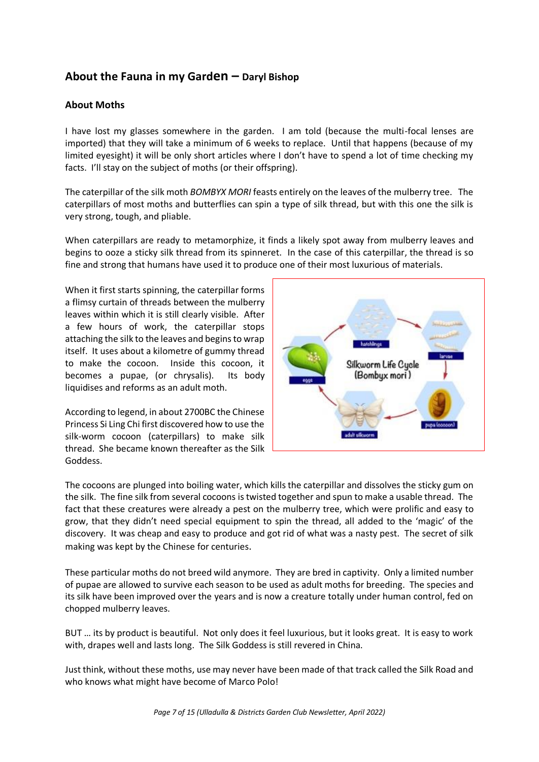## About the Fauna in my Garden – Daryl Bishop

### About Moths

I have lost my glasses somewhere in the garden. I am told (because the multi-focal lenses are imported) that they will take a minimum of 6 weeks to replace. Until that happens (because of my limited eyesight) it will be only short articles where I don't have to spend a lot of time checking my facts. I'll stay on the subject of moths (or their offspring).

The caterpillar of the silk moth *BOMBYX MORI* feasts entirely on the leaves of the mulberry tree. The caterpillars of most moths and butterflies can spin a type of silk thread, but with this one the silk is very strong, tough, and pliable.

When caterpillars are ready to metamorphize, it finds a likely spot away from mulberry leaves and begins to ooze a sticky silk thread from its spinneret. In the case of this caterpillar, the thread is so fine and strong that humans have used it to produce one of their most luxurious of materials.

When it first starts spinning, the caterpillar forms a flimsy curtain of threads between the mulberry leaves within which it is still clearly visible. After a few hours of work, the caterpillar stops attaching the silk to the leaves and begins to wrap itself. It uses about a kilometre of gummy thread to make the cocoon. Inside this cocoon, it becomes a pupae, (or chrysalis). Its body liquidises and reforms as an adult moth.

According to legend, in about 2700BC the Chinese Princess Si Ling Chi first discovered how to use the silk-worm cocoon (caterpillars) to make silk thread. She became known thereafter as the Silk Goddess.

Silkworm Life Cycle (Bombyx mori)

hatchlings · larvae · pupa (cocoon) · adult silkworm · eggs

The cocoons are plunged into boiling water, which kills the caterpillar and dissolves the sticky gum on the silk. The fine silk from several cocoons is twisted together and spun to make a usable thread. The fact that these creatures were already a pest on the mulberry tree, which were prolific and easy to grow, that they didn't need special equipment to spin the thread, all added to the 'magic' of the discovery. It was cheap and easy to produce and got rid of what was a nasty pest. The secret of silk making was kept by the Chinese for centuries.

These particular moths do not breed wild anymore. They are bred in captivity. Only a limited number of pupae are allowed to survive each season to be used as adult moths for breeding. The species and its silk have been improved over the years and is now a creature totally under human control, fed on chopped mulberry leaves.

BUT … its by product is beautiful. Not only does it feel luxurious, but it looks great. It is easy to work with, drapes well and lasts long. The Silk Goddess is still revered in China.

Just think, without these moths, use may never have been made of that track called the Silk Road and who knows what might have become of Marco Polo!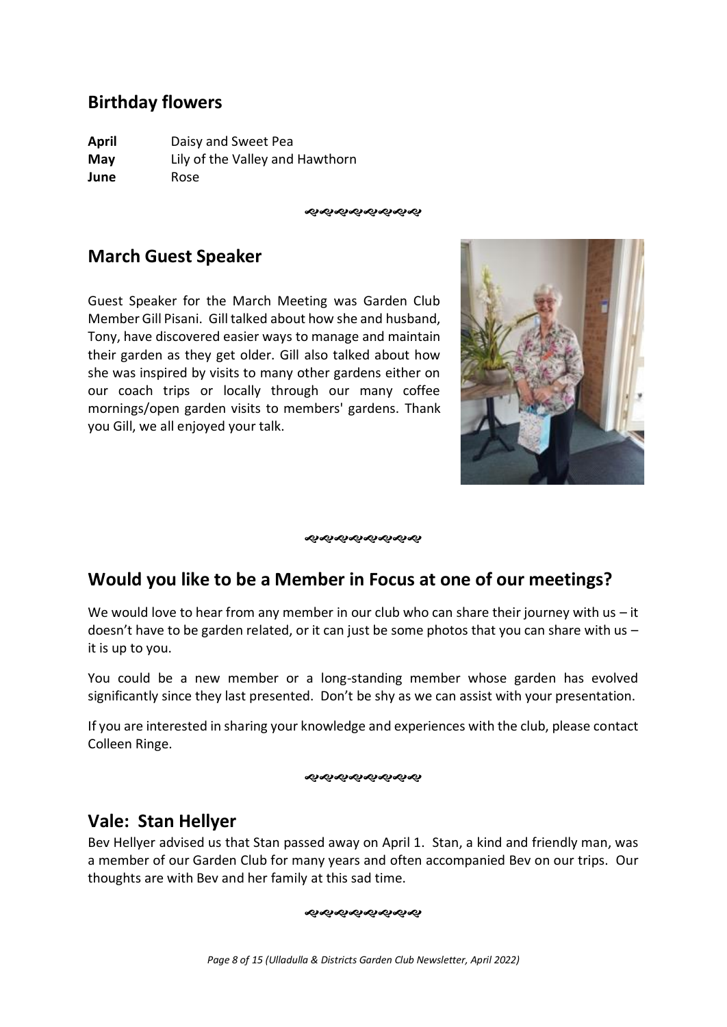## Birthday flowers

**April** Daisy and Sweet Pea
**May** Lily of the Valley and Hawthorn
**June** Rose

## March Guest Speaker

Guest Speaker for the March Meeting was Garden Club Member Gill Pisani. Gill talked about how she and husband, Tony, have discovered easier ways to manage and maintain their garden as they get older. Gill also talked about how she was inspired by visits to many other gardens either on our coach trips or locally through our many coffee mornings/open garden visits to members' gardens. Thank you Gill, we all enjoyed your talk.

## Would you like to be a Member in Focus at one of our meetings?

We would love to hear from any member in our club who can share their journey with us – it doesn't have to be garden related, or it can just be some photos that you can share with us – it is up to you.

You could be a new member or a long-standing member whose garden has evolved significantly since they last presented. Don't be shy as we can assist with your presentation.

If you are interested in sharing your knowledge and experiences with the club, please contact Colleen Ringe.

## Vale: Stan Hellyer

Bev Hellyer advised us that Stan passed away on April 1. Stan, a kind and friendly man, was a member of our Garden Club for many years and often accompanied Bev on our trips. Our thoughts are with Bev and her family at this sad time.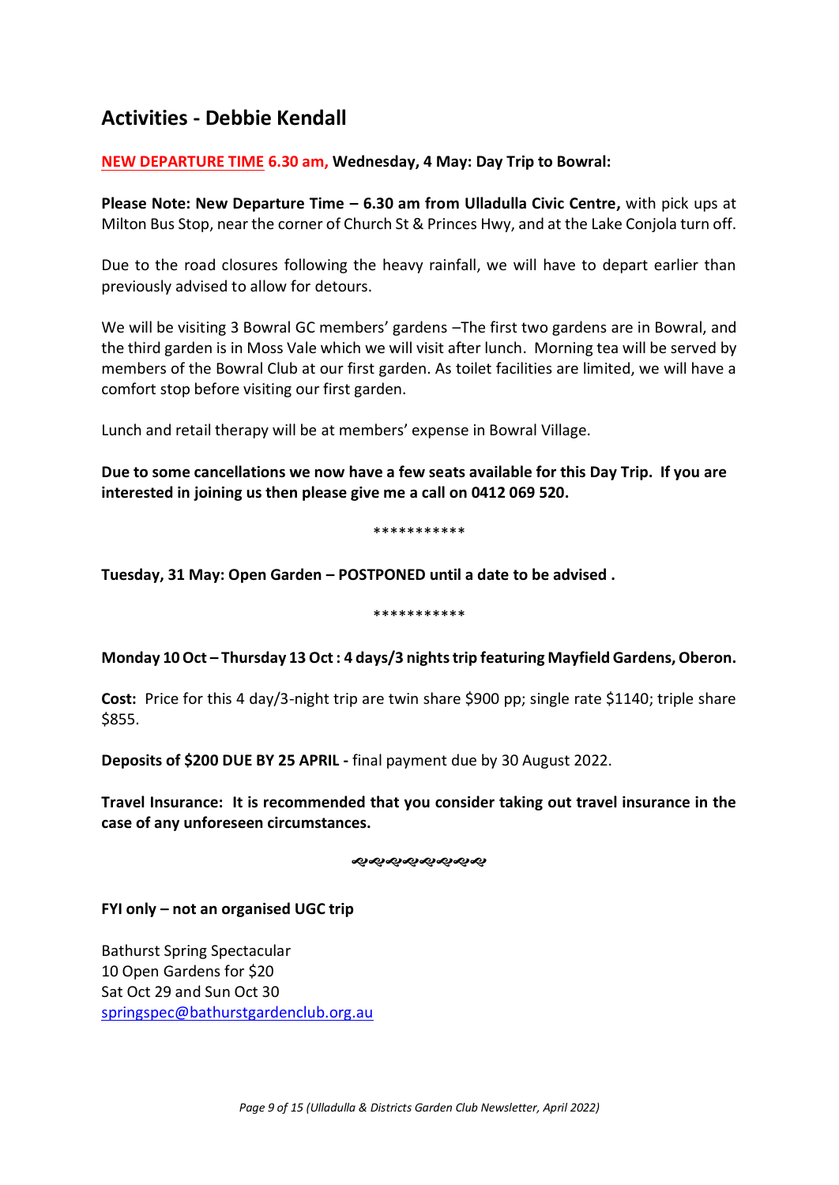## Activities - Debbie Kendall

**NEW DEPARTURE TIME 6.30 am, Wednesday, 4 May: Day Trip to Bowral:**

**Please Note: New Departure Time – 6.30 am from Ulladulla Civic Centre,** with pick ups at Milton Bus Stop, near the corner of Church St & Princes Hwy, and at the Lake Conjola turn off.

Due to the road closures following the heavy rainfall, we will have to depart earlier than previously advised to allow for detours.

We will be visiting 3 Bowral GC members' gardens –The first two gardens are in Bowral, and the third garden is in Moss Vale which we will visit after lunch. Morning tea will be served by members of the Bowral Club at our first garden. As toilet facilities are limited, we will have a comfort stop before visiting our first garden.

Lunch and retail therapy will be at members' expense in Bowral Village.

**Due to some cancellations we now have a few seats available for this Day Trip. If you are interested in joining us then please give me a call on 0412 069 520.**

***********

**Tuesday, 31 May: Open Garden – POSTPONED until a date to be advised .**

***********

**Monday 10 Oct – Thursday 13 Oct : 4 days/3 nights trip featuring Mayfield Gardens, Oberon.**

**Cost:** Price for this 4 day/3-night trip are twin share $900 pp; single rate $1140; triple share $855.

**Deposits of $200 DUE BY 25 APRIL -** final payment due by 30 August 2022.

**Travel Insurance: It is recommended that you consider taking out travel insurance in the case of any unforeseen circumstances.**

**FYI only – not an organised UGC trip**

Bathurst Spring Spectacular
10 Open Gardens for $20
Sat Oct 29 and Sun Oct 30
springspec@bathurstgardenclub.org.au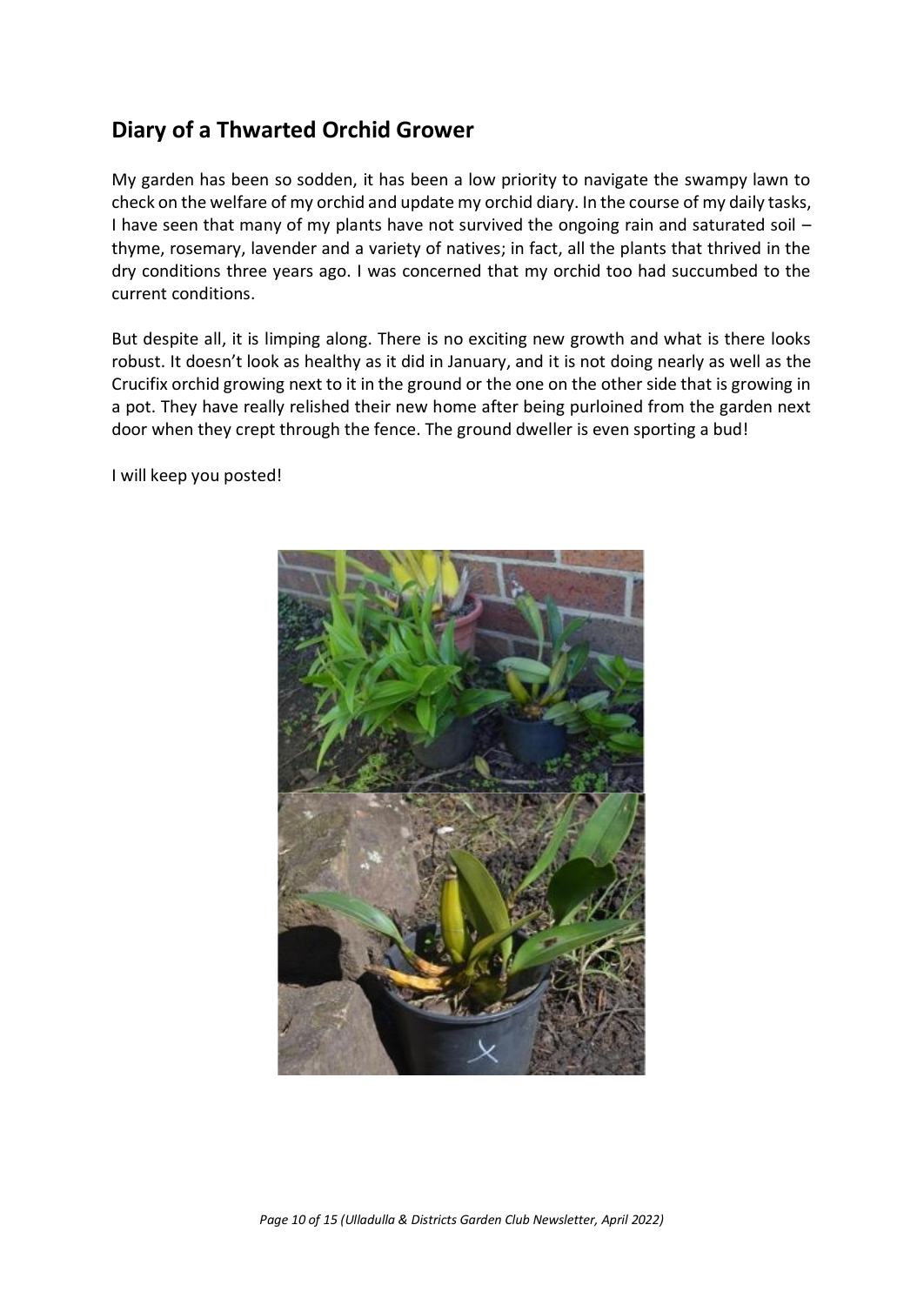## Diary of a Thwarted Orchid Grower

My garden has been so sodden, it has been a low priority to navigate the swampy lawn to check on the welfare of my orchid and update my orchid diary. In the course of my daily tasks, I have seen that many of my plants have not survived the ongoing rain and saturated soil – thyme, rosemary, lavender and a variety of natives; in fact, all the plants that thrived in the dry conditions three years ago. I was concerned that my orchid too had succumbed to the current conditions.

But despite all, it is limping along. There is no exciting new growth and what is there looks robust. It doesn't look as healthy as it did in January, and it is not doing nearly as well as the Crucifix orchid growing next to it in the ground or the one on the other side that is growing in a pot. They have really relished their new home after being purloined from the garden next door when they crept through the fence. The ground dweller is even sporting a bud!

I will keep you posted!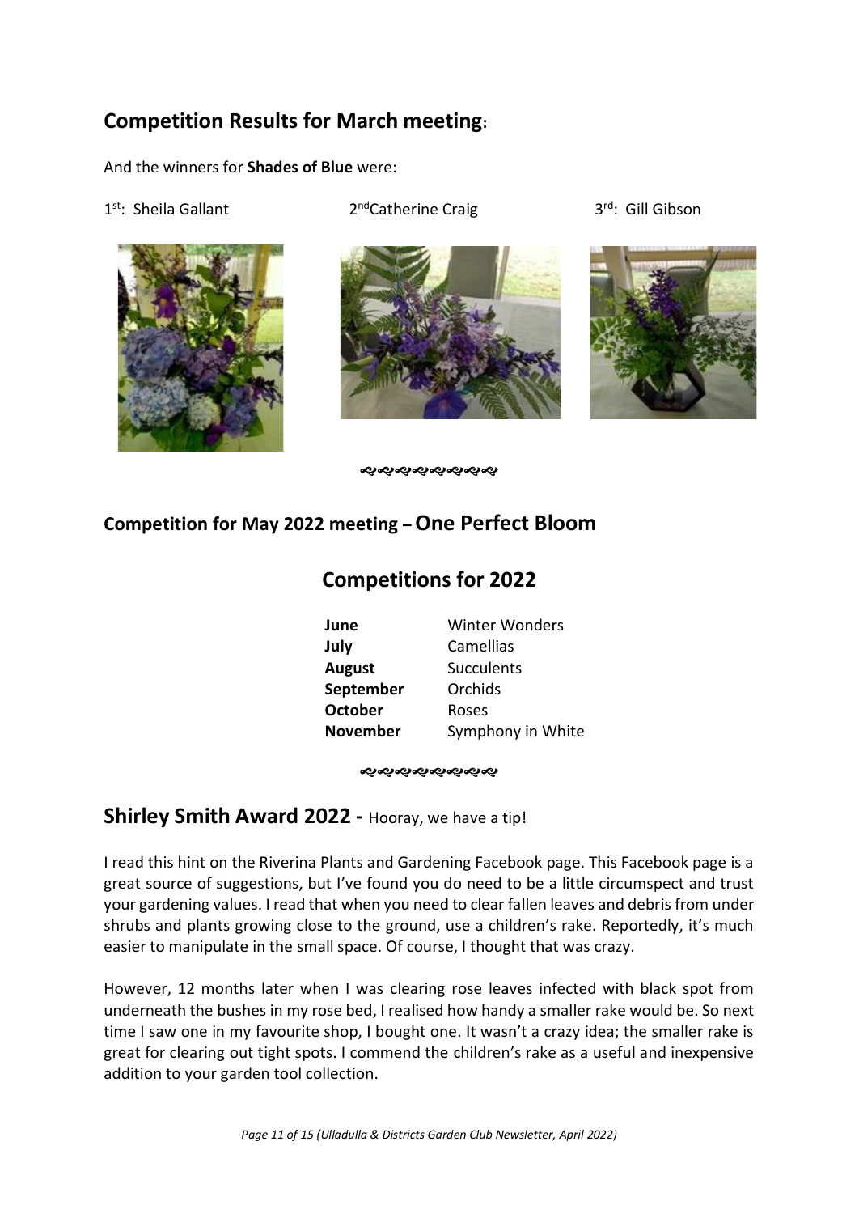## Competition Results for March meeting:

And the winners for **Shades of Blue** were:

1st: Sheila Gallant

2nd Catherine Craig

3rd: Gill Gibson

### Competition for May 2022 meeting – One Perfect Bloom

## Competitions for 2022

| | |
|---|---|
| **June** | Winter Wonders |
| **July** | Camellias |
| **August** | Succulents |
| **September** | Orchids |
| **October** | Roses |
| **November** | Symphony in White |

## Shirley Smith Award 2022 - Hooray, we have a tip!

I read this hint on the Riverina Plants and Gardening Facebook page. This Facebook page is a great source of suggestions, but I've found you do need to be a little circumspect and trust your gardening values. I read that when you need to clear fallen leaves and debris from under shrubs and plants growing close to the ground, use a children's rake. Reportedly, it's much easier to manipulate in the small space. Of course, I thought that was crazy.

However, 12 months later when I was clearing rose leaves infected with black spot from underneath the bushes in my rose bed, I realised how handy a smaller rake would be. So next time I saw one in my favourite shop, I bought one. It wasn't a crazy idea; the smaller rake is great for clearing out tight spots. I commend the children's rake as a useful and inexpensive addition to your garden tool collection.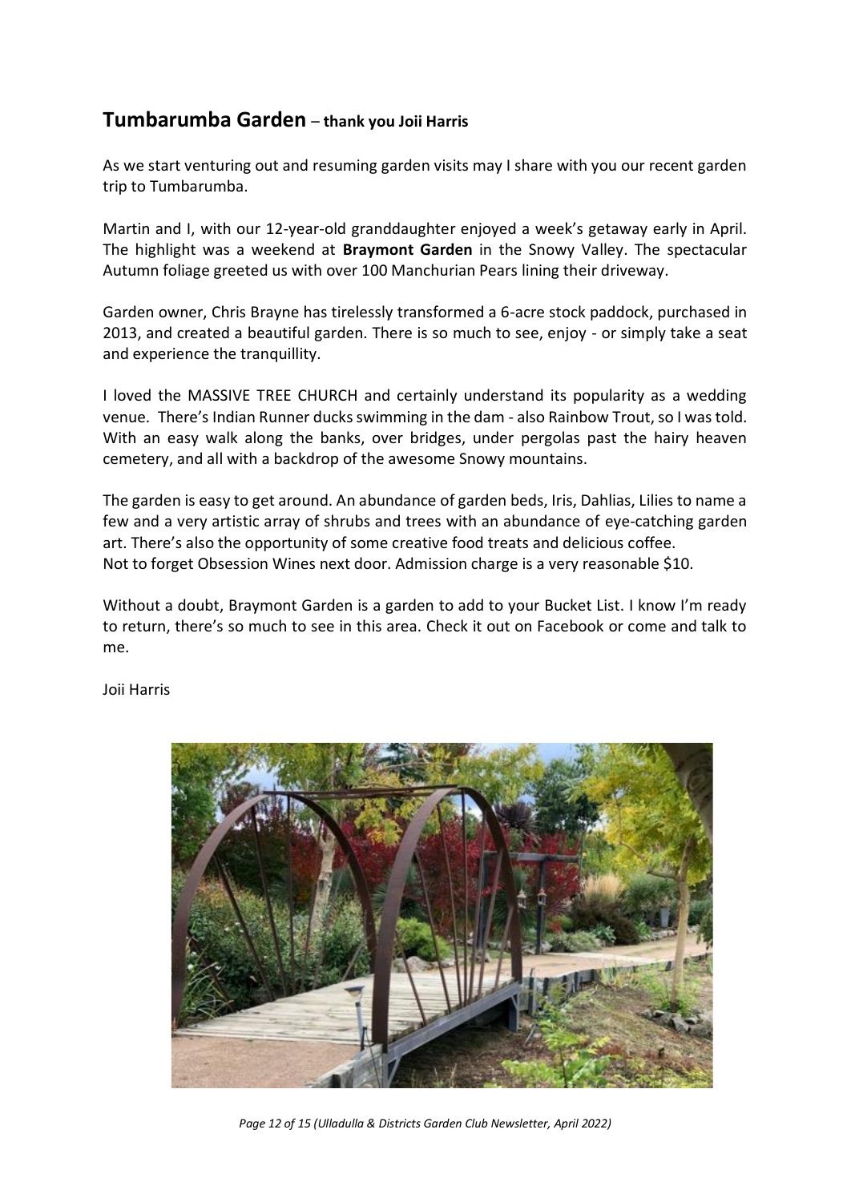## Tumbarumba Garden – thank you Joii Harris

As we start venturing out and resuming garden visits may I share with you our recent garden trip to Tumbarumba.

Martin and I, with our 12-year-old granddaughter enjoyed a week's getaway early in April. The highlight was a weekend at **Braymont Garden** in the Snowy Valley. The spectacular Autumn foliage greeted us with over 100 Manchurian Pears lining their driveway.

Garden owner, Chris Brayne has tirelessly transformed a 6-acre stock paddock, purchased in 2013, and created a beautiful garden. There is so much to see, enjoy - or simply take a seat and experience the tranquillity.

I loved the MASSIVE TREE CHURCH and certainly understand its popularity as a wedding venue. There's Indian Runner ducks swimming in the dam - also Rainbow Trout, so I was told. With an easy walk along the banks, over bridges, under pergolas past the hairy heaven cemetery, and all with a backdrop of the awesome Snowy mountains.

The garden is easy to get around. An abundance of garden beds, Iris, Dahlias, Lilies to name a few and a very artistic array of shrubs and trees with an abundance of eye-catching garden art. There's also the opportunity of some creative food treats and delicious coffee.
Not to forget Obsession Wines next door. Admission charge is a very reasonable $10.

Without a doubt, Braymont Garden is a garden to add to your Bucket List. I know I'm ready to return, there's so much to see in this area. Check it out on Facebook or come and talk to me.

Joii Harris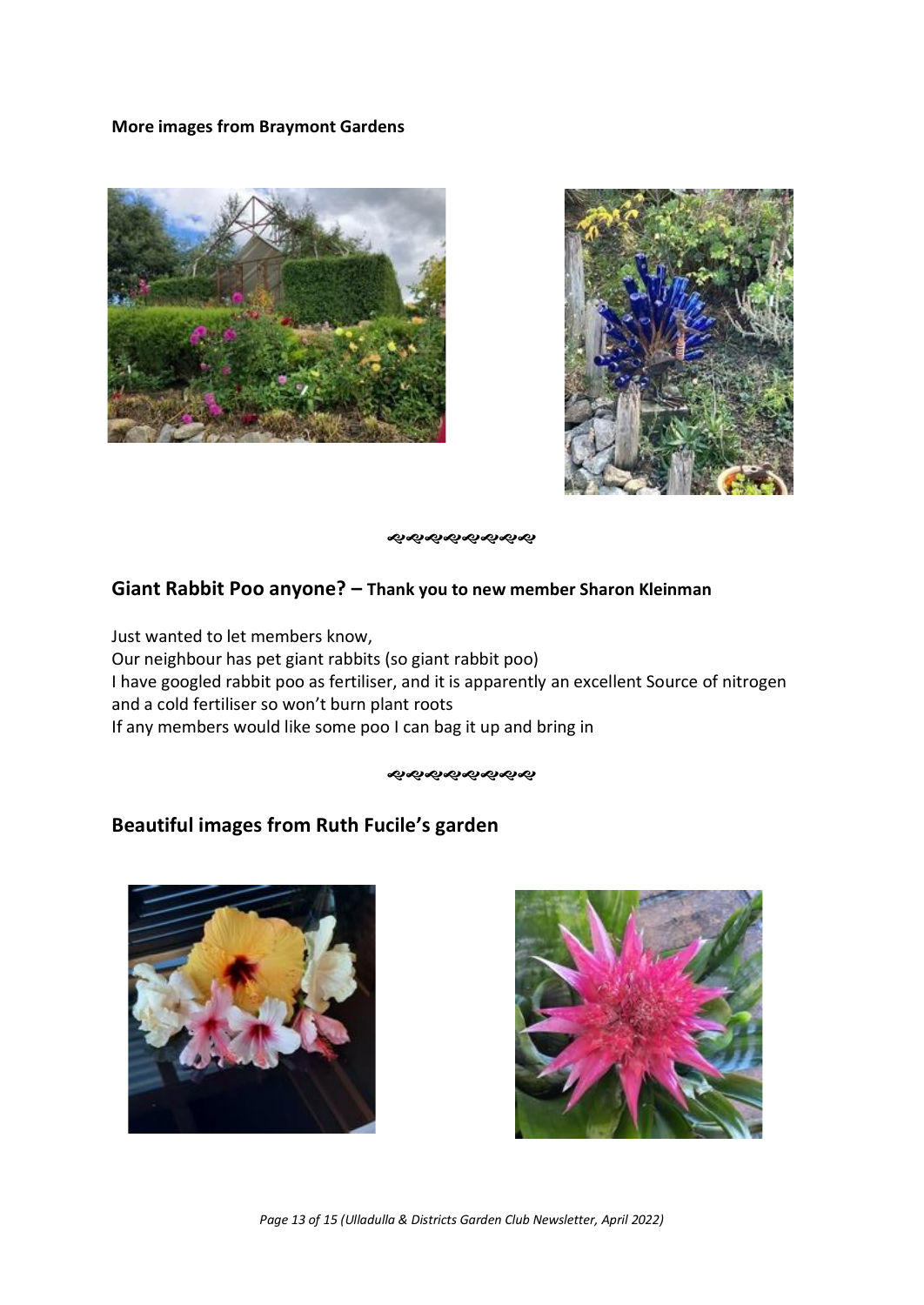**More images from Braymont Gardens**

ஒஒஒஒஒஒஒஒ

## Giant Rabbit Poo anyone? – Thank you to new member Sharon Kleinman

Just wanted to let members know,
Our neighbour has pet giant rabbits (so giant rabbit poo)
I have googled rabbit poo as fertiliser, and it is apparently an excellent Source of nitrogen and a cold fertiliser so won't burn plant roots
If any members would like some poo I can bag it up and bring in

ஒஒஒஒஒஒஒஒ

## Beautiful images from Ruth Fucile's garden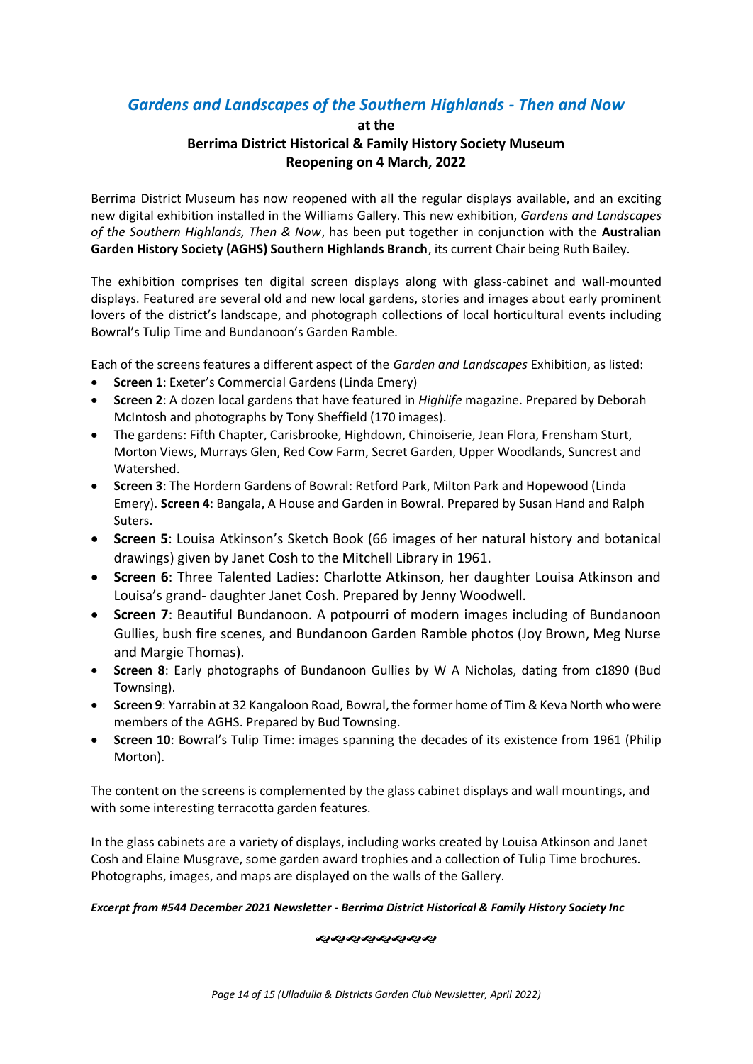## *Gardens and Landscapes of the Southern Highlands - Then and Now*

**at the**
**Berrima District Historical & Family History Society Museum**
**Reopening on 4 March, 2022**

Berrima District Museum has now reopened with all the regular displays available, and an exciting new digital exhibition installed in the Williams Gallery. This new exhibition, *Gardens and Landscapes of the Southern Highlands, Then & Now*, has been put together in conjunction with the **Australian Garden History Society (AGHS) Southern Highlands Branch**, its current Chair being Ruth Bailey.

The exhibition comprises ten digital screen displays along with glass-cabinet and wall-mounted displays. Featured are several old and new local gardens, stories and images about early prominent lovers of the district's landscape, and photograph collections of local horticultural events including Bowral's Tulip Time and Bundanoon's Garden Ramble.

Each of the screens features a different aspect of the *Garden and Landscapes* Exhibition, as listed:

- **Screen 1**: Exeter's Commercial Gardens (Linda Emery)
- **Screen 2**: A dozen local gardens that have featured in *Highlife* magazine. Prepared by Deborah McIntosh and photographs by Tony Sheffield (170 images).
- The gardens: Fifth Chapter, Carisbrooke, Highdown, Chinoiserie, Jean Flora, Frensham Sturt, Morton Views, Murrays Glen, Red Cow Farm, Secret Garden, Upper Woodlands, Suncrest and Watershed.
- **Screen 3**: The Hordern Gardens of Bowral: Retford Park, Milton Park and Hopewood (Linda Emery). **Screen 4**: Bangala, A House and Garden in Bowral. Prepared by Susan Hand and Ralph Suters.
- **Screen 5**: Louisa Atkinson's Sketch Book (66 images of her natural history and botanical drawings) given by Janet Cosh to the Mitchell Library in 1961.
- **Screen 6**: Three Talented Ladies: Charlotte Atkinson, her daughter Louisa Atkinson and Louisa's grand- daughter Janet Cosh. Prepared by Jenny Woodwell.
- **Screen 7**: Beautiful Bundanoon. A potpourri of modern images including of Bundanoon Gullies, bush fire scenes, and Bundanoon Garden Ramble photos (Joy Brown, Meg Nurse and Margie Thomas).
- **Screen 8**: Early photographs of Bundanoon Gullies by W A Nicholas, dating from c1890 (Bud Townsing).
- **Screen 9**: Yarrabin at 32 Kangaloon Road, Bowral, the former home of Tim & Keva North who were members of the AGHS. Prepared by Bud Townsing.
- **Screen 10**: Bowral's Tulip Time: images spanning the decades of its existence from 1961 (Philip Morton).

The content on the screens is complemented by the glass cabinet displays and wall mountings, and with some interesting terracotta garden features.

In the glass cabinets are a variety of displays, including works created by Louisa Atkinson and Janet Cosh and Elaine Musgrave, some garden award trophies and a collection of Tulip Time brochures. Photographs, images, and maps are displayed on the walls of the Gallery.

***Excerpt from #544 December 2021 Newsletter - Berrima District Historical & Family History Society Inc***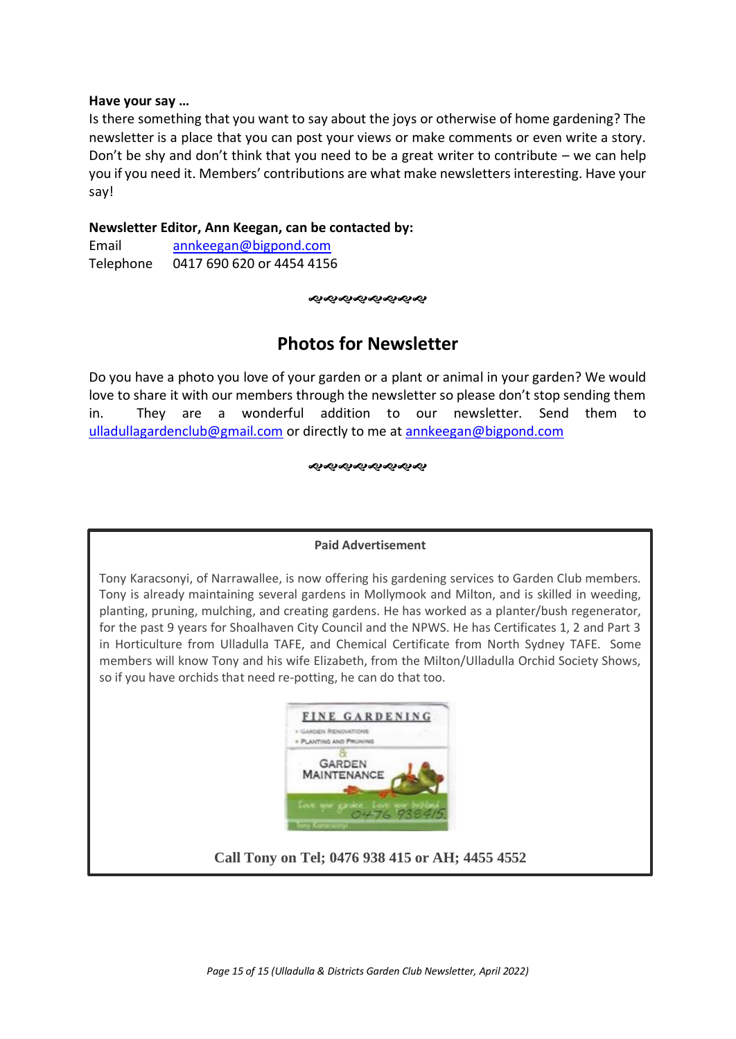**Have your say …**

Is there something that you want to say about the joys or otherwise of home gardening? The newsletter is a place that you can post your views or make comments or even write a story. Don't be shy and don't think that you need to be a great writer to contribute – we can help you if you need it. Members' contributions are what make newsletters interesting. Have your say!

**Newsletter Editor, Ann Keegan, can be contacted by:**

Email annkeegan@bigpond.com
Telephone 0417 690 620 or 4454 4156

## Photos for Newsletter

Do you have a photo you love of your garden or a plant or animal in your garden? We would love to share it with our members through the newsletter so please don't stop sending them in. They are a wonderful addition to our newsletter. Send them to ulladullagardenclub@gmail.com or directly to me at annkeegan@bigpond.com

**Paid Advertisement**

Tony Karacsonyi, of Narrawallee, is now offering his gardening services to Garden Club members. Tony is already maintaining several gardens in Mollymook and Milton, and is skilled in weeding, planting, pruning, mulching, and creating gardens. He has worked as a planter/bush regenerator, for the past 9 years for Shoalhaven City Council and the NPWS. He has Certificates 1, 2 and Part 3 in Horticulture from Ulladulla TAFE, and Chemical Certificate from North Sydney TAFE. Some members will know Tony and his wife Elizabeth, from the Milton/Ulladulla Orchid Society Shows, so if you have orchids that need re-potting, he can do that too.

FINE GARDENING
- Garden Renovations
- Planting and Pruning

Garden & Maintenance

Love your garden. Love your bushland 0476 938415
Tony Karacsonyi

**Call Tony on Tel; 0476 938 415 or AH; 4455 4552**